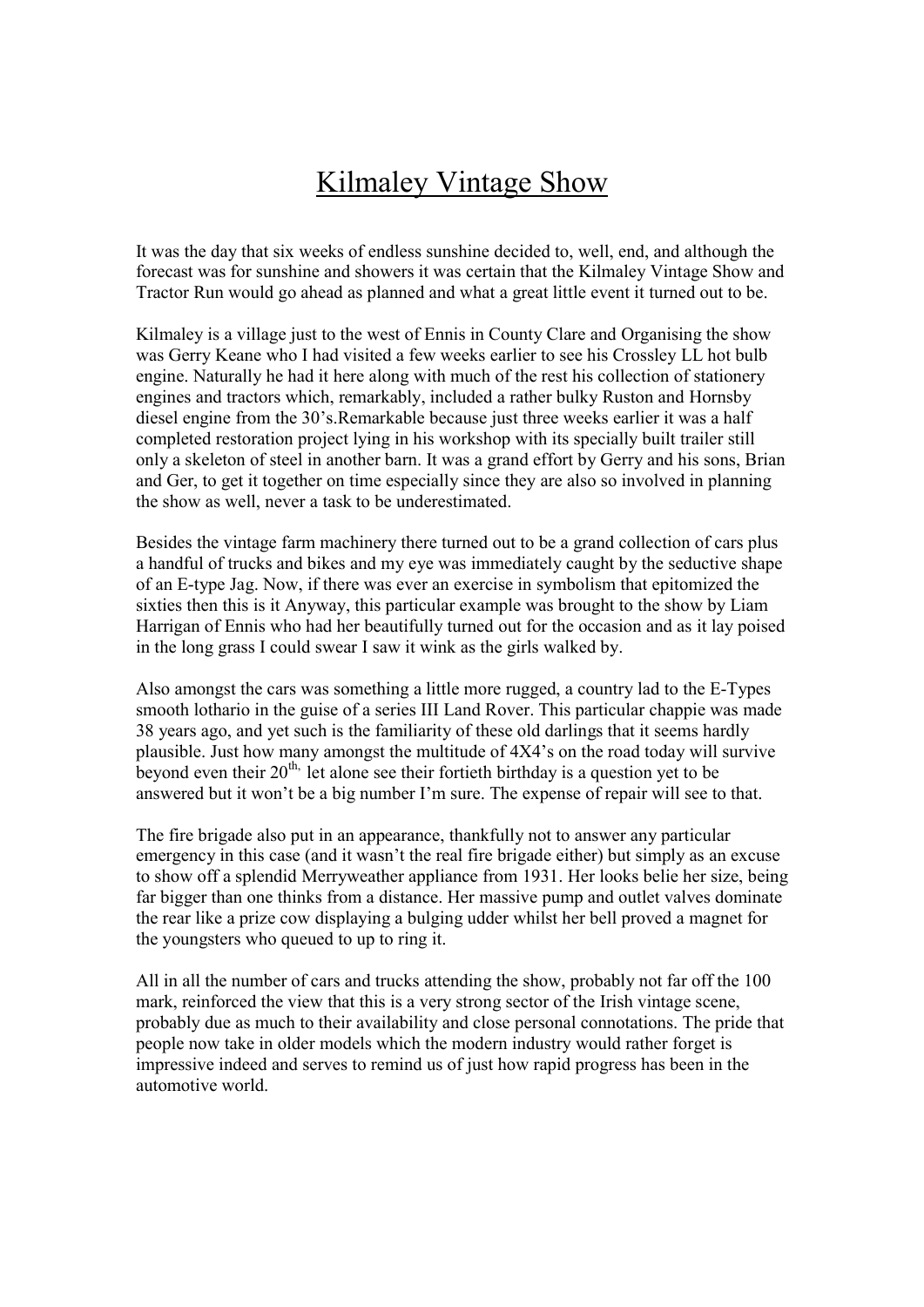# Kilmaley Vintage Show

It was the day that six weeks of endless sunshine decided to, well, end, and although the forecast was for sunshine and showers it was certain that the Kilmaley Vintage Show and Tractor Run would go ahead as planned and what a great little event it turned out to be.

Kilmaley is a village just to the west of Ennis in County Clare and Organising the show was Gerry Keane who I had visited a few weeks earlier to see his Crossley LL hot bulb engine. Naturally he had it here along with much of the rest his collection of stationery engines and tractors which, remarkably, included a rather bulky Ruston and Hornsby diesel engine from the 30's.Remarkable because just three weeks earlier it was a half completed restoration project lying in his workshop with its specially built trailer still only a skeleton of steel in another barn. It was a grand effort by Gerry and his sons, Brian and Ger, to get it together on time especially since they are also so involved in planning the show as well, never a task to be underestimated.

Besides the vintage farm machinery there turned out to be a grand collection of cars plus a handful of trucks and bikes and my eye was immediately caught by the seductive shape of an E-type Jag. Now, if there was ever an exercise in symbolism that epitomized the sixties then this is it Anyway, this particular example was brought to the show by Liam Harrigan of Ennis who had her beautifully turned out for the occasion and as it lay poised in the long grass I could swear I saw it wink as the girls walked by.

Also amongst the cars was something a little more rugged, a country lad to the E-Types smooth lothario in the guise of a series III Land Rover. This particular chappie was made 38 years ago, and yet such is the familiarity of these old darlings that it seems hardly plausible. Just how many amongst the multitude of 4X4's on the road today will survive beyond even their 20th, let alone see their fortieth birthday is a question yet to be answered but it won't be a big number I'm sure. The expense of repair will see to that.

The fire brigade also put in an appearance, thankfully not to answer any particular emergency in this case (and it wasn't the real fire brigade either) but simply as an excuse to show off a splendid Merryweather appliance from 1931. Her looks belie her size, being far bigger than one thinks from a distance. Her massive pump and outlet valves dominate the rear like a prize cow displaying a bulging udder whilst her bell proved a magnet for the youngsters who queued to up to ring it.

All in all the number of cars and trucks attending the show, probably not far off the 100 mark, reinforced the view that this is a very strong sector of the Irish vintage scene, probably due as much to their availability and close personal connotations. The pride that people now take in older models which the modern industry would rather forget is impressive indeed and serves to remind us of just how rapid progress has been in the automotive world.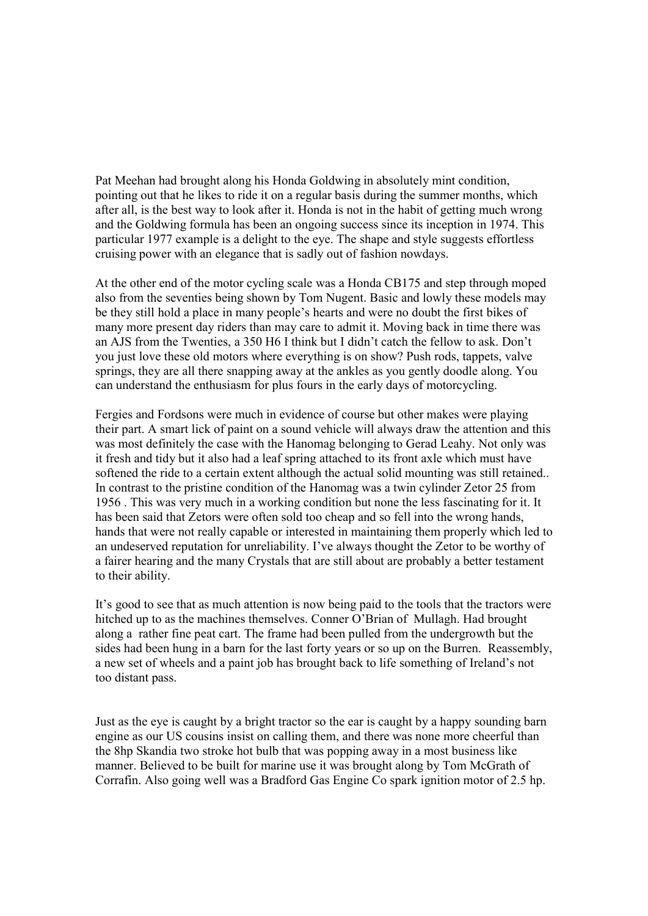Pat Meehan had brought along his Honda Goldwing in absolutely mint condition, pointing out that he likes to ride it on a regular basis during the summer months, which after all, is the best way to look after it. Honda is not in the habit of getting much wrong and the Goldwing formula has been an ongoing success since its inception in 1974. This particular 1977 example is a delight to the eye. The shape and style suggests effortless cruising power with an elegance that is sadly out of fashion nowdays.

At the other end of the motor cycling scale was a Honda CB175 and step through moped also from the seventies being shown by Tom Nugent. Basic and lowly these models may be they still hold a place in many people's hearts and were no doubt the first bikes of many more present day riders than may care to admit it. Moving back in time there was an AJS from the Twenties, a 350 H6 I think but I didn't catch the fellow to ask. Don't you just love these old motors where everything is on show? Push rods, tappets, valve springs, they are all there snapping away at the ankles as you gently doodle along. You can understand the enthusiasm for plus fours in the early days of motorcycling.

Fergies and Fordsons were much in evidence of course but other makes were playing their part. A smart lick of paint on a sound vehicle will always draw the attention and this was most definitely the case with the Hanomag belonging to Gerad Leahy. Not only was it fresh and tidy but it also had a leaf spring attached to its front axle which must have softened the ride to a certain extent although the actual solid mounting was still retained.. In contrast to the pristine condition of the Hanomag was a twin cylinder Zetor 25 from 1956 . This was very much in a working condition but none the less fascinating for it. It has been said that Zetors were often sold too cheap and so fell into the wrong hands, hands that were not really capable or interested in maintaining them properly which led to an undeserved reputation for unreliability. I've always thought the Zetor to be worthy of a fairer hearing and the many Crystals that are still about are probably a better testament to their ability.

It's good to see that as much attention is now being paid to the tools that the tractors were hitched up to as the machines themselves. Conner O'Brian of Mullagh. Had brought along a rather fine peat cart. The frame had been pulled from the undergrowth but the sides had been hung in a barn for the last forty years or so up on the Burren. Reassembly, a new set of wheels and a paint job has brought back to life something of Ireland's not too distant pass.

Just as the eye is caught by a bright tractor so the ear is caught by a happy sounding barn engine as our US cousins insist on calling them, and there was none more cheerful than the 8hp Skandia two stroke hot bulb that was popping away in a most business like manner. Believed to be built for marine use it was brought along by Tom McGrath of Corrafin. Also going well was a Bradford Gas Engine Co spark ignition motor of 2.5 hp.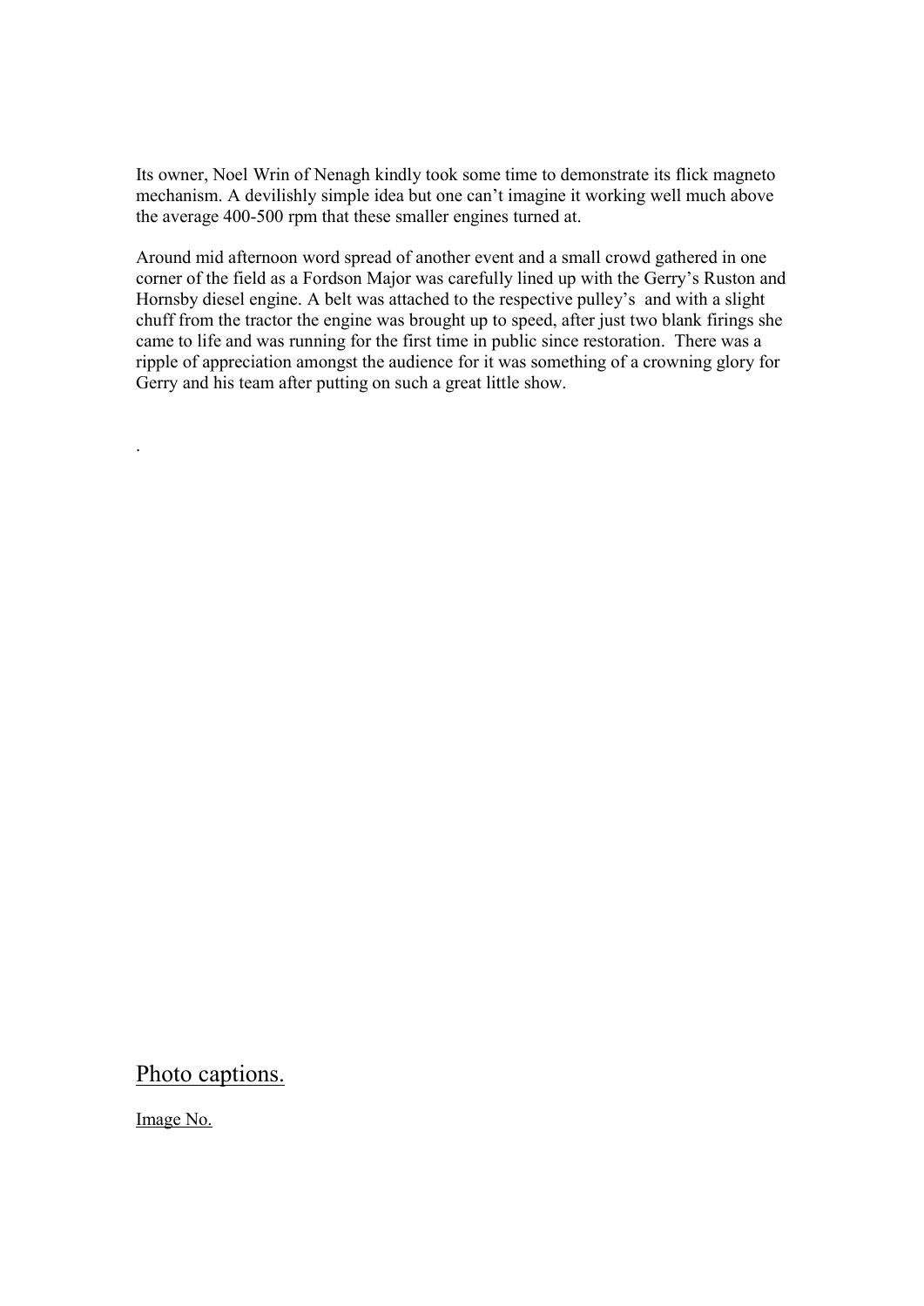Its owner, Noel Wrin of Nenagh kindly took some time to demonstrate its flick magneto mechanism. A devilishly simple idea but one can't imagine it working well much above the average 400-500 rpm that these smaller engines turned at.

Around mid afternoon word spread of another event and a small crowd gathered in one corner of the field as a Fordson Major was carefully lined up with the Gerry's Ruston and Hornsby diesel engine. A belt was attached to the respective pulley's and with a slight chuff from the tractor the engine was brought up to speed, after just two blank firings she came to life and was running for the first time in public since restoration. There was a ripple of appreciation amongst the audience for it was something of a crowning glory for Gerry and his team after putting on such a great little show.

.

## Photo captions.

Image No.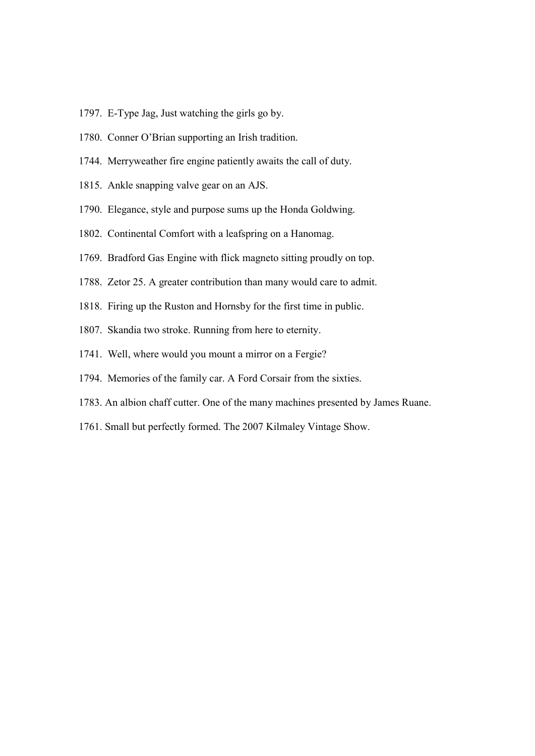1797. E-Type Jag, Just watching the girls go by.

1780. Conner O'Brian supporting an Irish tradition.

1744. Merryweather fire engine patiently awaits the call of duty.

1815. Ankle snapping valve gear on an AJS.

1790. Elegance, style and purpose sums up the Honda Goldwing.

1802. Continental Comfort with a leafspring on a Hanomag.

1769. Bradford Gas Engine with flick magneto sitting proudly on top.

1788. Zetor 25. A greater contribution than many would care to admit.

1818. Firing up the Ruston and Hornsby for the first time in public.

1807. Skandia two stroke. Running from here to eternity.

1741. Well, where would you mount a mirror on a Fergie?

1794. Memories of the family car. A Ford Corsair from the sixties.

1783. An albion chaff cutter. One of the many machines presented by James Ruane.

1761. Small but perfectly formed. The 2007 Kilmaley Vintage Show.